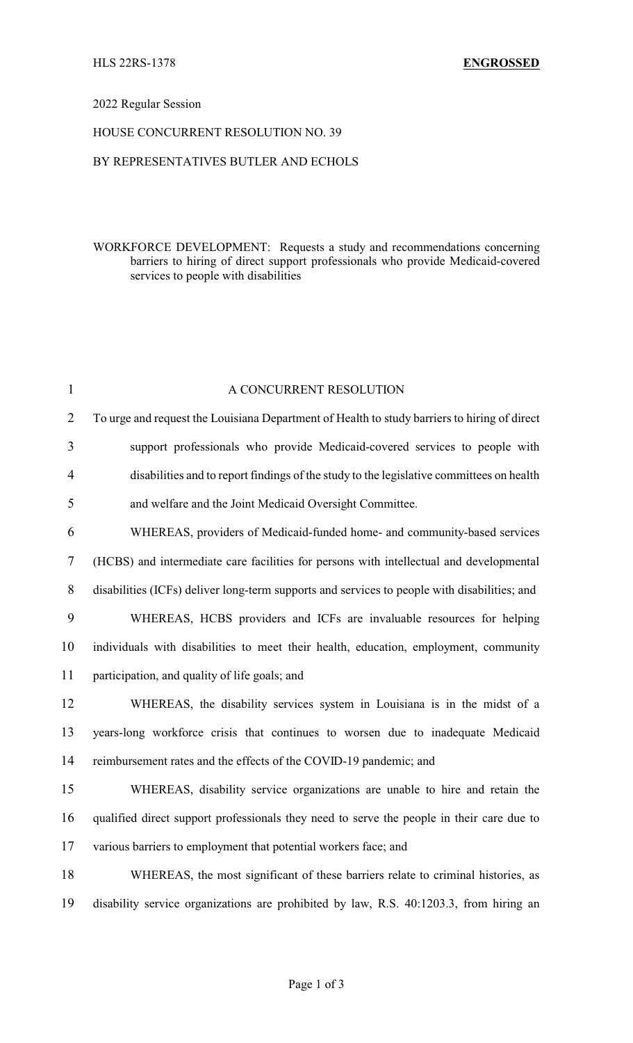HLS 22RS-1378 **ENGROSSED**

2022 Regular Session

HOUSE CONCURRENT RESOLUTION NO. 39

BY REPRESENTATIVES BUTLER AND ECHOLS

WORKFORCE DEVELOPMENT: Requests a study and recommendations concerning barriers to hiring of direct support professionals who provide Medicaid-covered services to people with disabilities

A CONCURRENT RESOLUTION

To urge and request the Louisiana Department of Health to study barriers to hiring of direct support professionals who provide Medicaid-covered services to people with disabilities and to report findings of the study to the legislative committees on health and welfare and the Joint Medicaid Oversight Committee.

WHEREAS, providers of Medicaid-funded home- and community-based services (HCBS) and intermediate care facilities for persons with intellectual and developmental disabilities (ICFs) deliver long-term supports and services to people with disabilities; and

WHEREAS, HCBS providers and ICFs are invaluable resources for helping individuals with disabilities to meet their health, education, employment, community participation, and quality of life goals; and

WHEREAS, the disability services system in Louisiana is in the midst of a years-long workforce crisis that continues to worsen due to inadequate Medicaid reimbursement rates and the effects of the COVID-19 pandemic; and

WHEREAS, disability service organizations are unable to hire and retain the qualified direct support professionals they need to serve the people in their care due to various barriers to employment that potential workers face; and

WHEREAS, the most significant of these barriers relate to criminal histories, as disability service organizations are prohibited by law, R.S. 40:1203.3, from hiring an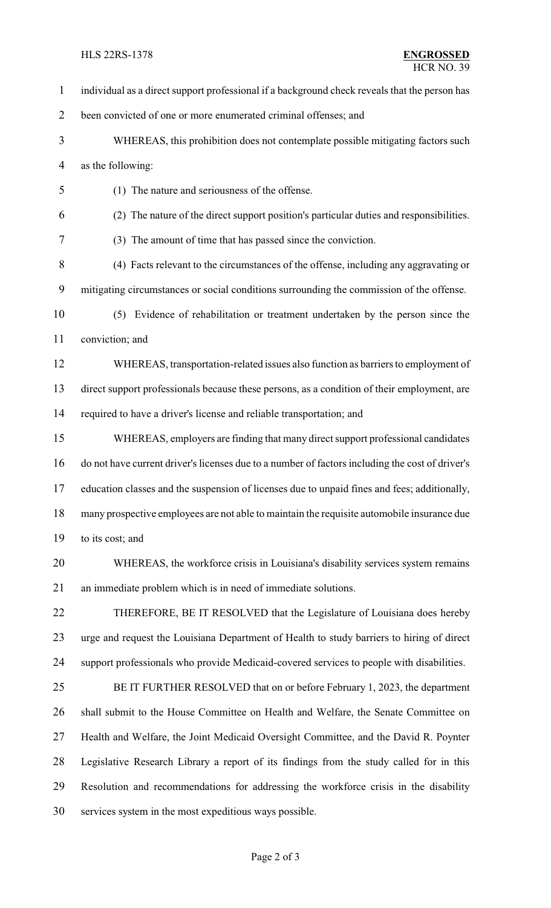individual as a direct support professional if a background check reveals that the person has been convicted of one or more enumerated criminal offenses; and

WHEREAS, this prohibition does not contemplate possible mitigating factors such as the following:

(1) The nature and seriousness of the offense.

(2) The nature of the direct support position's particular duties and responsibilities.

(3) The amount of time that has passed since the conviction.

(4) Facts relevant to the circumstances of the offense, including any aggravating or mitigating circumstances or social conditions surrounding the commission of the offense.

(5) Evidence of rehabilitation or treatment undertaken by the person since the conviction; and

WHEREAS, transportation-related issues also function as barriers to employment of direct support professionals because these persons, as a condition of their employment, are required to have a driver's license and reliable transportation; and

WHEREAS, employers are finding that many direct support professional candidates do not have current driver's licenses due to a number of factors including the cost of driver's education classes and the suspension of licenses due to unpaid fines and fees; additionally, many prospective employees are not able to maintain the requisite automobile insurance due to its cost; and

WHEREAS, the workforce crisis in Louisiana's disability services system remains an immediate problem which is in need of immediate solutions.

THEREFORE, BE IT RESOLVED that the Legislature of Louisiana does hereby urge and request the Louisiana Department of Health to study barriers to hiring of direct support professionals who provide Medicaid-covered services to people with disabilities.

BE IT FURTHER RESOLVED that on or before February 1, 2023, the department shall submit to the House Committee on Health and Welfare, the Senate Committee on Health and Welfare, the Joint Medicaid Oversight Committee, and the David R. Poynter Legislative Research Library a report of its findings from the study called for in this Resolution and recommendations for addressing the workforce crisis in the disability services system in the most expeditious ways possible.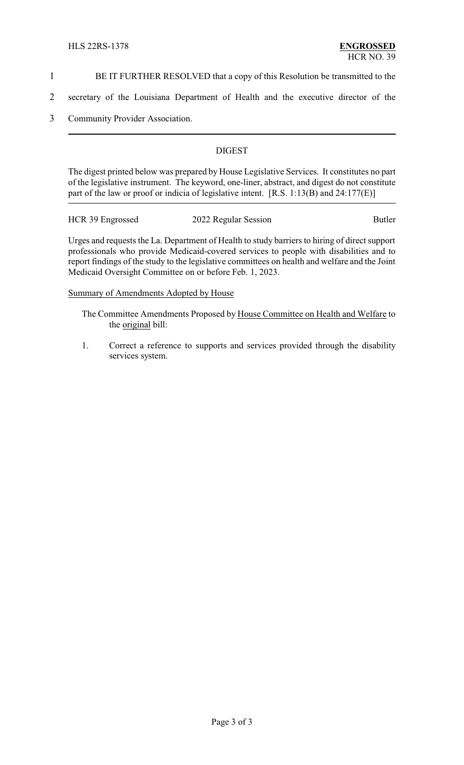BE IT FURTHER RESOLVED that a copy of this Resolution be transmitted to the secretary of the Louisiana Department of Health and the executive director of the Community Provider Association.

---

## DIGEST

The digest printed below was prepared by House Legislative Services. It constitutes no part of the legislative instrument. The keyword, one-liner, abstract, and digest do not constitute part of the law or proof or indicia of legislative intent. [R.S. 1:13(B) and 24:177(E)]

HCR 39 Engrossed | 2022 Regular Session | Butler

Urges and requests the La. Department of Health to study barriers to hiring of direct support professionals who provide Medicaid-covered services to people with disabilities and to report findings of the study to the legislative committees on health and welfare and the Joint Medicaid Oversight Committee on or before Feb. 1, 2023.

Summary of Amendments Adopted by House

The Committee Amendments Proposed by House Committee on Health and Welfare to the original bill:

1. Correct a reference to supports and services provided through the disability services system.